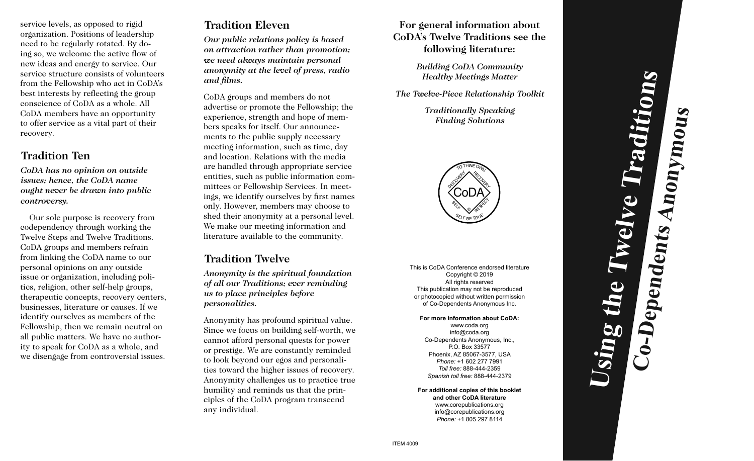service levels, as opposed to rigid organization. Positions of leadership need to be regularly rotated. By doing so, we welcome the active flow of new ideas and energy to service. Our service structure consists of volunteers from the Fellowship who act in CoDA's best interests by reflecting the group conscience of CoDA as a whole. All CoDA members have an opportunity to offer service as a vital part of their recovery.

## Tradition Ten

***CoDA has no opinion on outside issues; hence, the CoDA name ought never be drawn into public controversy.***

Our sole purpose is recovery from codependency through working the Twelve Steps and Twelve Traditions. CoDA groups and members refrain from linking the CoDA name to our personal opinions on any outside issue or organization, including politics, religion, other self-help groups, therapeutic concepts, recovery centers, businesses, literature or causes. If we identify ourselves as members of the Fellowship, then we remain neutral on all public matters. We have no authority to speak for CoDA as a whole, and we disengage from controversial issues.

## Tradition Eleven

***Our public relations policy is based on attraction rather than promotion; we need always maintain personal anonymity at the level of press, radio and films.***

CoDA groups and members do not advertise or promote the Fellowship; the experience, strength and hope of members speaks for itself. Our announcements to the public supply necessary meeting information, such as time, day and location. Relations with the media are handled through appropriate service entities, such as public information committees or Fellowship Services. In meetings, we identify ourselves by first names only. However, members may choose to shed their anonymity at a personal level. We make our meeting information and literature available to the community.

## Tradition Twelve

***Anonymity is the spiritual foundation of all our Traditions; ever reminding us to place principles before personalities.***

Anonymity has profound spiritual value. Since we focus on building self-worth, we cannot afford personal quests for power or prestige. We are constantly reminded to look beyond our egos and personalities toward the higher issues of recovery. Anonymity challenges us to practice true humility and reminds us that the principles of the CoDA program transcend any individual.

### For general information about CoDA's Twelve Traditions see the following literature:

*Building CoDA Community*
*Healthy Meetings Matter*
*The Twelve-Piece Relationship Toolkit*
*Traditionally Speaking*
*Finding Solutions*

TO THINE OWN SELF BE TRUE — DISCOVERY — RECOVERY — SELF — RESPECT — CoDA ®

This is CoDA Conference endorsed literature
Copyright © 2019
All rights reserved
This publication may not be reproduced or photocopied without written permission of Co-Dependents Anonymous Inc.

**For more information about CoDA:**
www.coda.org
info@coda.org
Co-Dependents Anonymous, Inc.,
P.O. Box 33577
Phoenix, AZ 85067-3577, USA
*Phone:* +1 602 277 7991
*Toll free:* 888-444-2359
*Spanish toll free:* 888-444-2379

**For additional copies of this booklet and other CoDA literature**
www.corepublications.org
info@corepublications.org
*Phone:* +1 805 297 8114

ITEM 4009

# *Using the Twelve Traditions*

## *Co-Dependents Anonymous*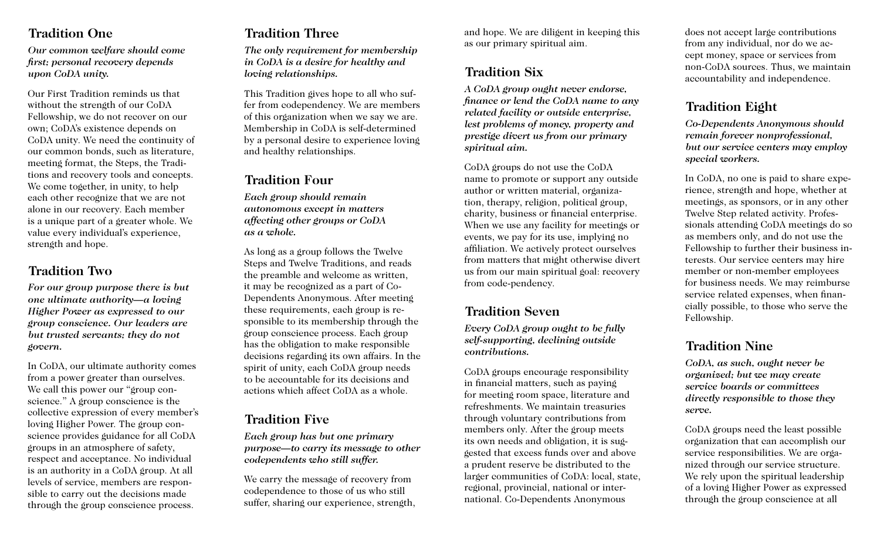## Tradition One

***Our common welfare should come first; personal recovery depends upon CoDA unity.***

Our First Tradition reminds us that without the strength of our CoDA Fellowship, we do not recover on our own; CoDA's existence depends on CoDA unity. We need the continuity of our common bonds, such as literature, meeting format, the Steps, the Traditions and recovery tools and concepts. We come together, in unity, to help each other recognize that we are not alone in our recovery. Each member is a unique part of a greater whole. We value every individual's experience, strength and hope.

## Tradition Two

***For our group purpose there is but one ultimate authority—a loving Higher Power as expressed to our group conscience. Our leaders are but trusted servants; they do not govern.***

In CoDA, our ultimate authority comes from a power greater than ourselves. We call this power our "group conscience." A group conscience is the collective expression of every member's loving Higher Power. The group conscience provides guidance for all CoDA groups in an atmosphere of safety, respect and acceptance. No individual is an authority in a CoDA group. At all levels of service, members are responsible to carry out the decisions made through the group conscience process.

## Tradition Three

***The only requirement for membership in CoDA is a desire for healthy and loving relationships.***

This Tradition gives hope to all who suffer from codependency. We are members of this organization when we say we are. Membership in CoDA is self-determined by a personal desire to experience loving and healthy relationships.

## Tradition Four

***Each group should remain autonomous except in matters affecting other groups or CoDA as a whole.***

As long as a group follows the Twelve Steps and Twelve Traditions, and reads the preamble and welcome as written, it may be recognized as a part of Co-Dependents Anonymous. After meeting these requirements, each group is responsible to its membership through the group conscience process. Each group has the obligation to make responsible decisions regarding its own affairs. In the spirit of unity, each CoDA group needs to be accountable for its decisions and actions which affect CoDA as a whole.

## Tradition Five

***Each group has but one primary purpose—to carry its message to other codependents who still suffer.***

We carry the message of recovery from codependence to those of us who still suffer, sharing our experience, strength, and hope. We are diligent in keeping this as our primary spiritual aim.

## Tradition Six

***A CoDA group ought never endorse, finance or lend the CoDA name to any related facility or outside enterprise, lest problems of money, property and prestige divert us from our primary spiritual aim.***

CoDA groups do not use the CoDA name to promote or support any outside author or written material, organization, therapy, religion, political group, charity, business or financial enterprise. When we use any facility for meetings or events, we pay for its use, implying no affiliation. We actively protect ourselves from matters that might otherwise divert us from our main spiritual goal: recovery from code-pendency.

## Tradition Seven

***Every CoDA group ought to be fully self-supporting, declining outside contributions.***

CoDA groups encourage responsibility in financial matters, such as paying for meeting room space, literature and refreshments. We maintain treasuries through voluntary contributions from members only. After the group meets its own needs and obligation, it is suggested that excess funds over and above a prudent reserve be distributed to the larger communities of CoDA: local, state, regional, provincial, national or international. Co-Dependents Anonymous does not accept large contributions from any individual, nor do we accept money, space or services from non-CoDA sources. Thus, we maintain accountability and independence.

## Tradition Eight

***Co-Dependents Anonymous should remain forever nonprofessional, but our service centers may employ special workers.***

In CoDA, no one is paid to share experience, strength and hope, whether at meetings, as sponsors, or in any other Twelve Step related activity. Professionals attending CoDA meetings do so as members only, and do not use the Fellowship to further their business interests. Our service centers may hire member or non-member employees for business needs. We may reimburse service related expenses, when financially possible, to those who serve the Fellowship.

## Tradition Nine

***CoDA, as such, ought never be organized; but we may create service boards or committees directly responsible to those they serve.***

CoDA groups need the least possible organization that can accomplish our service responsibilities. We are organized through our service structure. We rely upon the spiritual leadership of a loving Higher Power as expressed through the group conscience at all